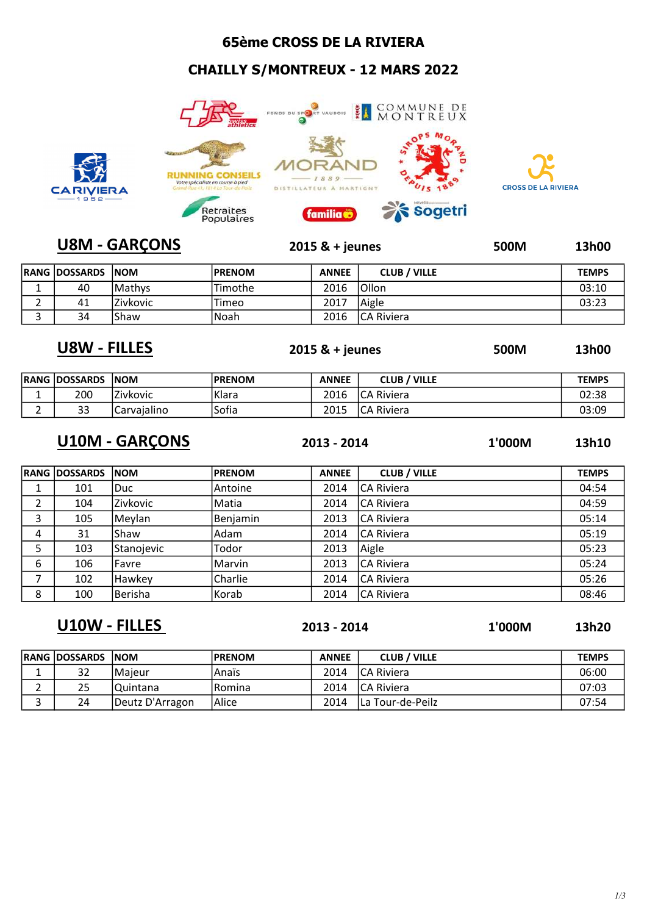# 65ème CROSS DE LA RIVIERA

## CHAILLY S/MONTREUX - 12 MARS 2022

## U8M - GARÇONS

2015 & + jeunes | 500M | 13h00

| RANG | DOSSARDS | NOM | PRENOM | ANNEE | CLUB / VILLE | TEMPS |
|---|---|---|---|---|---|---|
| 1 | 40 | Mathys | Timothe | 2016 | Ollon | 03:10 |
| 2 | 41 | Zivkovic | Timeo | 2017 | Aigle | 03:23 |
| 3 | 34 | Shaw | Noah | 2016 | CA Riviera | |

## U8W - FILLES

2015 & + jeunes | 500M | 13h00

| RANG | DOSSARDS | NOM | PRENOM | ANNEE | CLUB / VILLE | TEMPS |
|---|---|---|---|---|---|---|
| 1 | 200 | Zivkovic | Klara | 2016 | CA Riviera | 02:38 |
| 2 | 33 | Carvajalino | Sofia | 2015 | CA Riviera | 03:09 |

## U10M - GARÇONS

2013 - 2014 | 1'000M | 13h10

| RANG | DOSSARDS | NOM | PRENOM | ANNEE | CLUB / VILLE | TEMPS |
|---|---|---|---|---|---|---|
| 1 | 101 | Duc | Antoine | 2014 | CA Riviera | 04:54 |
| 2 | 104 | Zivkovic | Matia | 2014 | CA Riviera | 04:59 |
| 3 | 105 | Meylan | Benjamin | 2013 | CA Riviera | 05:14 |
| 4 | 31 | Shaw | Adam | 2014 | CA Riviera | 05:19 |
| 5 | 103 | Stanojevic | Todor | 2013 | Aigle | 05:23 |
| 6 | 106 | Favre | Marvin | 2013 | CA Riviera | 05:24 |
| 7 | 102 | Hawkey | Charlie | 2014 | CA Riviera | 05:26 |
| 8 | 100 | Berisha | Korab | 2014 | CA Riviera | 08:46 |

## U10W - FILLES

2013 - 2014 | 1'000M | 13h20

| RANG | DOSSARDS | NOM | PRENOM | ANNEE | CLUB / VILLE | TEMPS |
|---|---|---|---|---|---|---|
| 1 | 32 | Majeur | Anaïs | 2014 | CA Riviera | 06:00 |
| 2 | 25 | Quintana | Romina | 2014 | CA Riviera | 07:03 |
| 3 | 24 | Deutz D'Arragon | Alice | 2014 | La Tour-de-Peilz | 07:54 |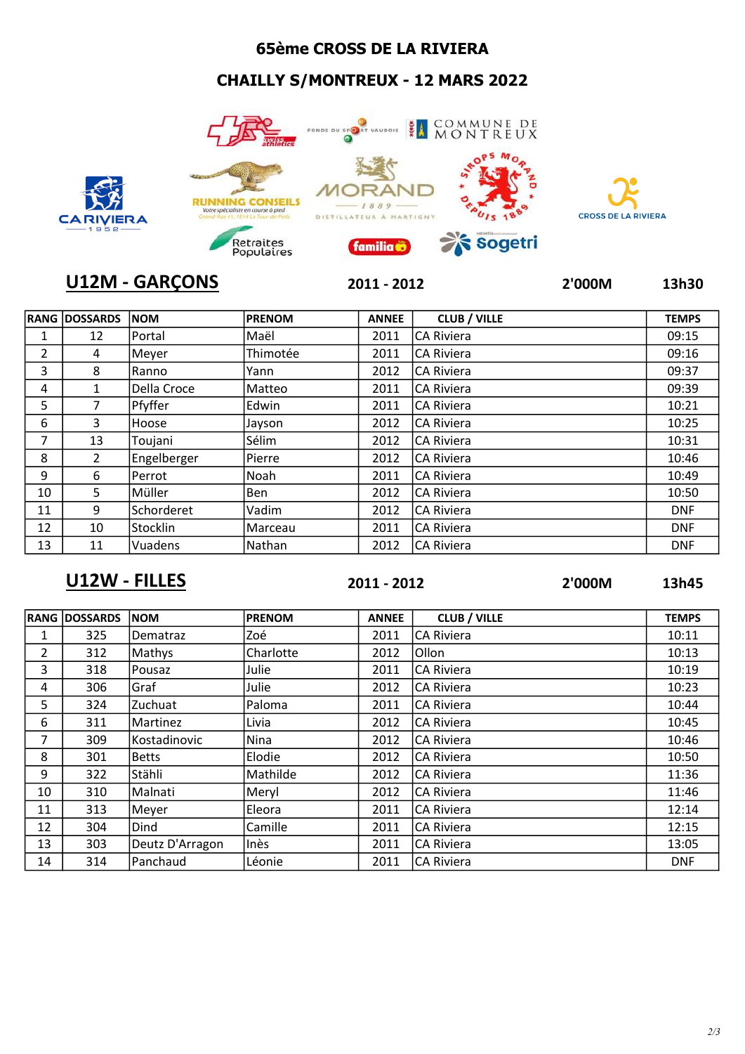# 65ème CROSS DE LA RIVIERA

## CHAILLY S/MONTREUX - 12 MARS 2022

## U12M - GARÇONS

**2011 - 2012** **2'000M** **13h30**

| RANG | DOSSARDS | NOM | PRENOM | ANNEE | CLUB / VILLE | TEMPS |
|---|---|---|---|---|---|---|
| 1 | 12 | Portal | Maël | 2011 | CA Riviera | 09:15 |
| 2 | 4 | Meyer | Thimotée | 2011 | CA Riviera | 09:16 |
| 3 | 8 | Ranno | Yann | 2012 | CA Riviera | 09:37 |
| 4 | 1 | Della Croce | Matteo | 2011 | CA Riviera | 09:39 |
| 5 | 7 | Pfyffer | Edwin | 2011 | CA Riviera | 10:21 |
| 6 | 3 | Hoose | Jayson | 2012 | CA Riviera | 10:25 |
| 7 | 13 | Toujani | Sélim | 2012 | CA Riviera | 10:31 |
| 8 | 2 | Engelberger | Pierre | 2012 | CA Riviera | 10:46 |
| 9 | 6 | Perrot | Noah | 2011 | CA Riviera | 10:49 |
| 10 | 5 | Müller | Ben | 2012 | CA Riviera | 10:50 |
| 11 | 9 | Schorderet | Vadim | 2012 | CA Riviera | DNF |
| 12 | 10 | Stocklin | Marceau | 2011 | CA Riviera | DNF |
| 13 | 11 | Vuadens | Nathan | 2012 | CA Riviera | DNF |

## U12W - FILLES

**2011 - 2012** **2'000M** **13h45**

| RANG | DOSSARDS | NOM | PRENOM | ANNEE | CLUB / VILLE | TEMPS |
|---|---|---|---|---|---|---|
| 1 | 325 | Dematraz | Zoé | 2011 | CA Riviera | 10:11 |
| 2 | 312 | Mathys | Charlotte | 2012 | Ollon | 10:13 |
| 3 | 318 | Pousaz | Julie | 2011 | CA Riviera | 10:19 |
| 4 | 306 | Graf | Julie | 2012 | CA Riviera | 10:23 |
| 5 | 324 | Zuchuat | Paloma | 2011 | CA Riviera | 10:44 |
| 6 | 311 | Martinez | Livia | 2012 | CA Riviera | 10:45 |
| 7 | 309 | Kostadinovic | Nina | 2012 | CA Riviera | 10:46 |
| 8 | 301 | Betts | Elodie | 2012 | CA Riviera | 10:50 |
| 9 | 322 | Stähli | Mathilde | 2012 | CA Riviera | 11:36 |
| 10 | 310 | Malnati | Meryl | 2012 | CA Riviera | 11:46 |
| 11 | 313 | Meyer | Eleora | 2011 | CA Riviera | 12:14 |
| 12 | 304 | Dind | Camille | 2011 | CA Riviera | 12:15 |
| 13 | 303 | Deutz D'Arragon | Inès | 2011 | CA Riviera | 13:05 |
| 14 | 314 | Panchaud | Léonie | 2011 | CA Riviera | DNF |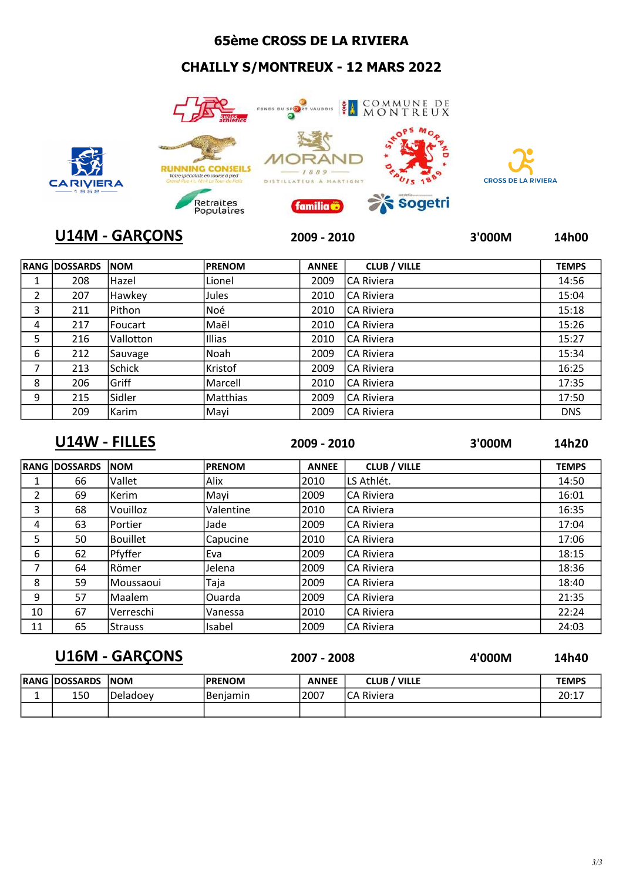## 65ème CROSS DE LA RIVIERA

## CHAILLY S/MONTREUX - 12 MARS 2022

### U14M - GARÇONS

2009 - 2010 | 3'000M | 14h00

| RANG | DOSSARDS | NOM | PRENOM | ANNEE | CLUB / VILLE | TEMPS |
|---|---|---|---|---|---|---|
| 1 | 208 | Hazel | Lionel | 2009 | CA Riviera | 14:56 |
| 2 | 207 | Hawkey | Jules | 2010 | CA Riviera | 15:04 |
| 3 | 211 | Pithon | Noé | 2010 | CA Riviera | 15:18 |
| 4 | 217 | Foucart | Maël | 2010 | CA Riviera | 15:26 |
| 5 | 216 | Vallotton | Illias | 2010 | CA Riviera | 15:27 |
| 6 | 212 | Sauvage | Noah | 2009 | CA Riviera | 15:34 |
| 7 | 213 | Schick | Kristof | 2009 | CA Riviera | 16:25 |
| 8 | 206 | Griff | Marcell | 2010 | CA Riviera | 17:35 |
| 9 | 215 | Sidler | Matthias | 2009 | CA Riviera | 17:50 |
| | 209 | Karim | Mayi | 2009 | CA Riviera | DNS |

### U14W - FILLES

2009 - 2010 | 3'000M | 14h20

| RANG | DOSSARDS | NOM | PRENOM | ANNEE | CLUB / VILLE | TEMPS |
|---|---|---|---|---|---|---|
| 1 | 66 | Vallet | Alix | 2010 | LS Athlét. | 14:50 |
| 2 | 69 | Kerim | Mayi | 2009 | CA Riviera | 16:01 |
| 3 | 68 | Vouilloz | Valentine | 2010 | CA Riviera | 16:35 |
| 4 | 63 | Portier | Jade | 2009 | CA Riviera | 17:04 |
| 5 | 50 | Bouillet | Capucine | 2010 | CA Riviera | 17:06 |
| 6 | 62 | Pfyffer | Eva | 2009 | CA Riviera | 18:15 |
| 7 | 64 | Römer | Jelena | 2009 | CA Riviera | 18:36 |
| 8 | 59 | Moussaoui | Taja | 2009 | CA Riviera | 18:40 |
| 9 | 57 | Maalem | Ouarda | 2009 | CA Riviera | 21:35 |
| 10 | 67 | Verreschi | Vanessa | 2010 | CA Riviera | 22:24 |
| 11 | 65 | Strauss | Isabel | 2009 | CA Riviera | 24:03 |

### U16M - GARÇONS

2007 - 2008 | 4'000M | 14h40

| RANG | DOSSARDS | NOM | PRENOM | ANNEE | CLUB / VILLE | TEMPS |
|---|---|---|---|---|---|---|
| 1 | 150 | Deladoey | Benjamin | 2007 | CA Riviera | 20:17 |
| | | | | | | |